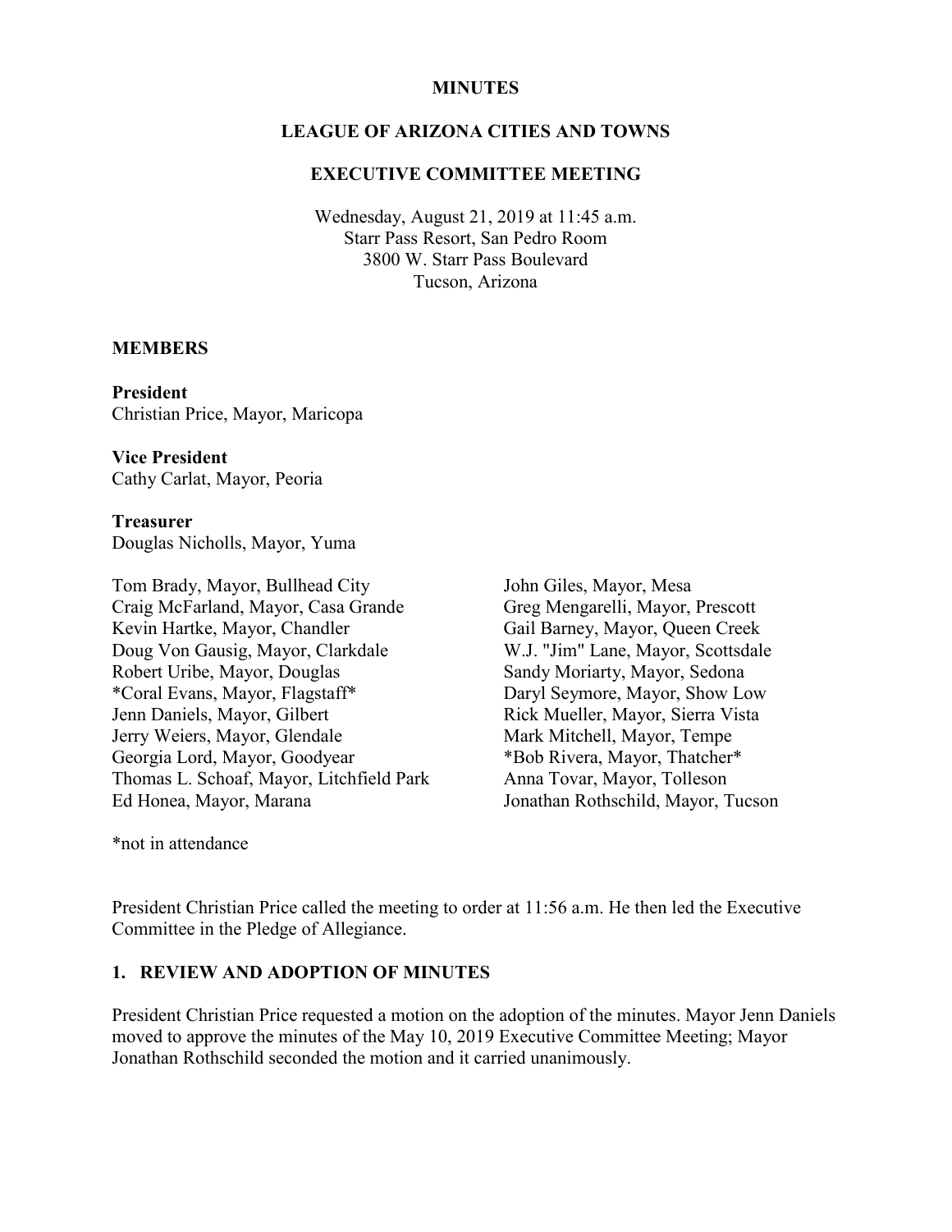# MINUTES

## LEAGUE OF ARIZONA CITIES AND TOWNS

## EXECUTIVE COMMITTEE MEETING

Wednesday, August 21, 2019 at 11:45 a.m.
Starr Pass Resort, San Pedro Room
3800 W. Starr Pass Boulevard
Tucson, Arizona

**MEMBERS**

**President**
Christian Price, Mayor, Maricopa

**Vice President**
Cathy Carlat, Mayor, Peoria

**Treasurer**
Douglas Nicholls, Mayor, Yuma

Tom Brady, Mayor, Bullhead City
Craig McFarland, Mayor, Casa Grande
Kevin Hartke, Mayor, Chandler
Doug Von Gausig, Mayor, Clarkdale
Robert Uribe, Mayor, Douglas
*Coral Evans, Mayor, Flagstaff*
Jenn Daniels, Mayor, Gilbert
Jerry Weiers, Mayor, Glendale
Georgia Lord, Mayor, Goodyear
Thomas L. Schoaf, Mayor, Litchfield Park
Ed Honea, Mayor, Marana
John Giles, Mayor, Mesa
Greg Mengarelli, Mayor, Prescott
Gail Barney, Mayor, Queen Creek
W.J. "Jim" Lane, Mayor, Scottsdale
Sandy Moriarty, Mayor, Sedona
Daryl Seymore, Mayor, Show Low
Rick Mueller, Mayor, Sierra Vista
Mark Mitchell, Mayor, Tempe
*Bob Rivera, Mayor, Thatcher*
Anna Tovar, Mayor, Tolleson
Jonathan Rothschild, Mayor, Tucson

*not in attendance

President Christian Price called the meeting to order at 11:56 a.m. He then led the Executive Committee in the Pledge of Allegiance.

## 1. REVIEW AND ADOPTION OF MINUTES

President Christian Price requested a motion on the adoption of the minutes. Mayor Jenn Daniels moved to approve the minutes of the May 10, 2019 Executive Committee Meeting; Mayor Jonathan Rothschild seconded the motion and it carried unanimously.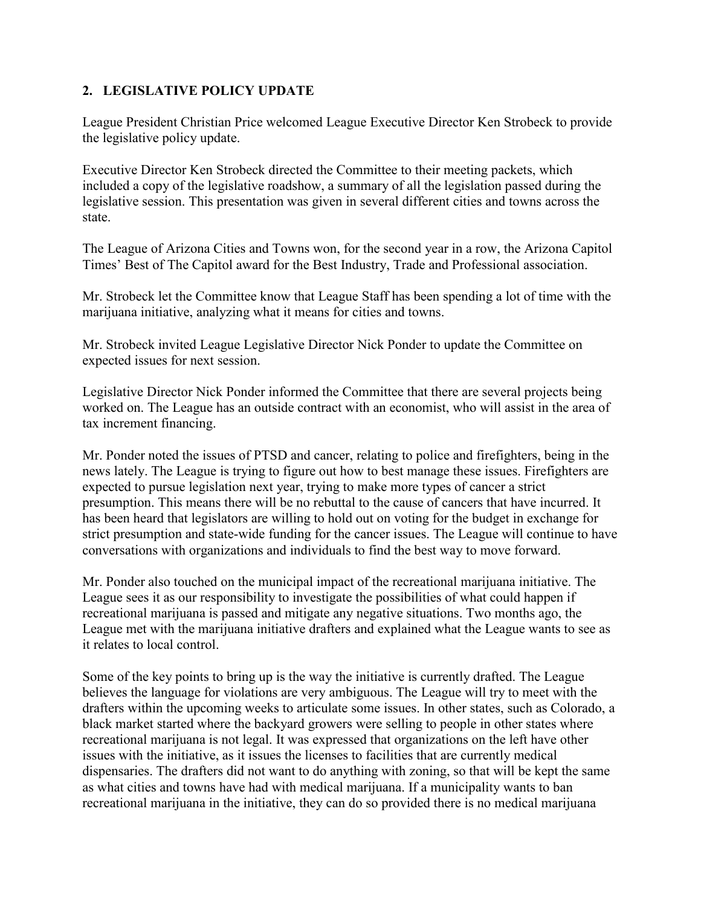## 2. LEGISLATIVE POLICY UPDATE

League President Christian Price welcomed League Executive Director Ken Strobeck to provide the legislative policy update.

Executive Director Ken Strobeck directed the Committee to their meeting packets, which included a copy of the legislative roadshow, a summary of all the legislation passed during the legislative session. This presentation was given in several different cities and towns across the state.

The League of Arizona Cities and Towns won, for the second year in a row, the Arizona Capitol Times' Best of The Capitol award for the Best Industry, Trade and Professional association.

Mr. Strobeck let the Committee know that League Staff has been spending a lot of time with the marijuana initiative, analyzing what it means for cities and towns.

Mr. Strobeck invited League Legislative Director Nick Ponder to update the Committee on expected issues for next session.

Legislative Director Nick Ponder informed the Committee that there are several projects being worked on. The League has an outside contract with an economist, who will assist in the area of tax increment financing.

Mr. Ponder noted the issues of PTSD and cancer, relating to police and firefighters, being in the news lately. The League is trying to figure out how to best manage these issues. Firefighters are expected to pursue legislation next year, trying to make more types of cancer a strict presumption. This means there will be no rebuttal to the cause of cancers that have incurred. It has been heard that legislators are willing to hold out on voting for the budget in exchange for strict presumption and state-wide funding for the cancer issues. The League will continue to have conversations with organizations and individuals to find the best way to move forward.

Mr. Ponder also touched on the municipal impact of the recreational marijuana initiative. The League sees it as our responsibility to investigate the possibilities of what could happen if recreational marijuana is passed and mitigate any negative situations. Two months ago, the League met with the marijuana initiative drafters and explained what the League wants to see as it relates to local control.

Some of the key points to bring up is the way the initiative is currently drafted. The League believes the language for violations are very ambiguous. The League will try to meet with the drafters within the upcoming weeks to articulate some issues. In other states, such as Colorado, a black market started where the backyard growers were selling to people in other states where recreational marijuana is not legal. It was expressed that organizations on the left have other issues with the initiative, as it issues the licenses to facilities that are currently medical dispensaries. The drafters did not want to do anything with zoning, so that will be kept the same as what cities and towns have had with medical marijuana. If a municipality wants to ban recreational marijuana in the initiative, they can do so provided there is no medical marijuana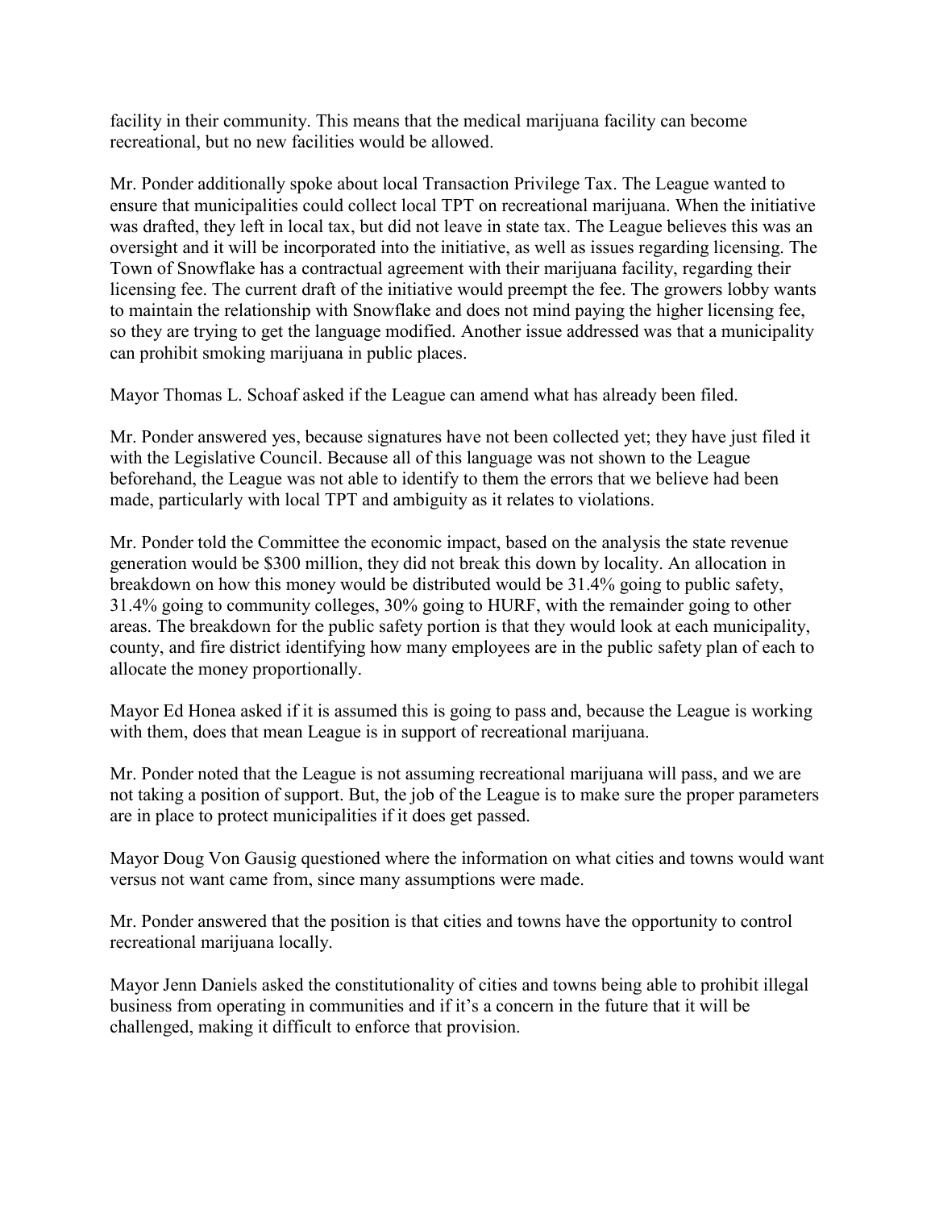facility in their community. This means that the medical marijuana facility can become recreational, but no new facilities would be allowed.

Mr. Ponder additionally spoke about local Transaction Privilege Tax. The League wanted to ensure that municipalities could collect local TPT on recreational marijuana. When the initiative was drafted, they left in local tax, but did not leave in state tax. The League believes this was an oversight and it will be incorporated into the initiative, as well as issues regarding licensing. The Town of Snowflake has a contractual agreement with their marijuana facility, regarding their licensing fee. The current draft of the initiative would preempt the fee. The growers lobby wants to maintain the relationship with Snowflake and does not mind paying the higher licensing fee, so they are trying to get the language modified. Another issue addressed was that a municipality can prohibit smoking marijuana in public places.

Mayor Thomas L. Schoaf asked if the League can amend what has already been filed.

Mr. Ponder answered yes, because signatures have not been collected yet; they have just filed it with the Legislative Council. Because all of this language was not shown to the League beforehand, the League was not able to identify to them the errors that we believe had been made, particularly with local TPT and ambiguity as it relates to violations.

Mr. Ponder told the Committee the economic impact, based on the analysis the state revenue generation would be $300 million, they did not break this down by locality. An allocation in breakdown on how this money would be distributed would be 31.4% going to public safety, 31.4% going to community colleges, 30% going to HURF, with the remainder going to other areas. The breakdown for the public safety portion is that they would look at each municipality, county, and fire district identifying how many employees are in the public safety plan of each to allocate the money proportionally.

Mayor Ed Honea asked if it is assumed this is going to pass and, because the League is working with them, does that mean League is in support of recreational marijuana.

Mr. Ponder noted that the League is not assuming recreational marijuana will pass, and we are not taking a position of support. But, the job of the League is to make sure the proper parameters are in place to protect municipalities if it does get passed.

Mayor Doug Von Gausig questioned where the information on what cities and towns would want versus not want came from, since many assumptions were made.

Mr. Ponder answered that the position is that cities and towns have the opportunity to control recreational marijuana locally.

Mayor Jenn Daniels asked the constitutionality of cities and towns being able to prohibit illegal business from operating in communities and if it's a concern in the future that it will be challenged, making it difficult to enforce that provision.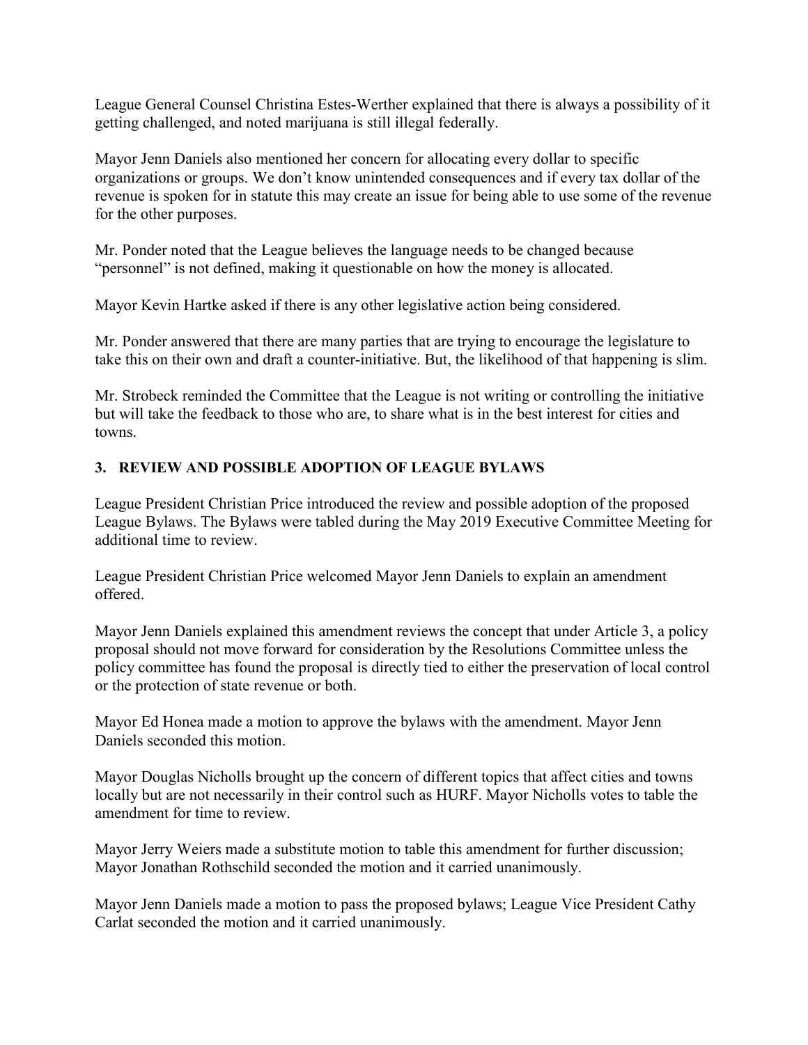League General Counsel Christina Estes-Werther explained that there is always a possibility of it getting challenged, and noted marijuana is still illegal federally.

Mayor Jenn Daniels also mentioned her concern for allocating every dollar to specific organizations or groups. We don't know unintended consequences and if every tax dollar of the revenue is spoken for in statute this may create an issue for being able to use some of the revenue for the other purposes.

Mr. Ponder noted that the League believes the language needs to be changed because "personnel" is not defined, making it questionable on how the money is allocated.

Mayor Kevin Hartke asked if there is any other legislative action being considered.

Mr. Ponder answered that there are many parties that are trying to encourage the legislature to take this on their own and draft a counter-initiative. But, the likelihood of that happening is slim.

Mr. Strobeck reminded the Committee that the League is not writing or controlling the initiative but will take the feedback to those who are, to share what is in the best interest for cities and towns.

### 3. REVIEW AND POSSIBLE ADOPTION OF LEAGUE BYLAWS

League President Christian Price introduced the review and possible adoption of the proposed League Bylaws. The Bylaws were tabled during the May 2019 Executive Committee Meeting for additional time to review.

League President Christian Price welcomed Mayor Jenn Daniels to explain an amendment offered.

Mayor Jenn Daniels explained this amendment reviews the concept that under Article 3, a policy proposal should not move forward for consideration by the Resolutions Committee unless the policy committee has found the proposal is directly tied to either the preservation of local control or the protection of state revenue or both.

Mayor Ed Honea made a motion to approve the bylaws with the amendment. Mayor Jenn Daniels seconded this motion.

Mayor Douglas Nicholls brought up the concern of different topics that affect cities and towns locally but are not necessarily in their control such as HURF. Mayor Nicholls votes to table the amendment for time to review.

Mayor Jerry Weiers made a substitute motion to table this amendment for further discussion; Mayor Jonathan Rothschild seconded the motion and it carried unanimously.

Mayor Jenn Daniels made a motion to pass the proposed bylaws; League Vice President Cathy Carlat seconded the motion and it carried unanimously.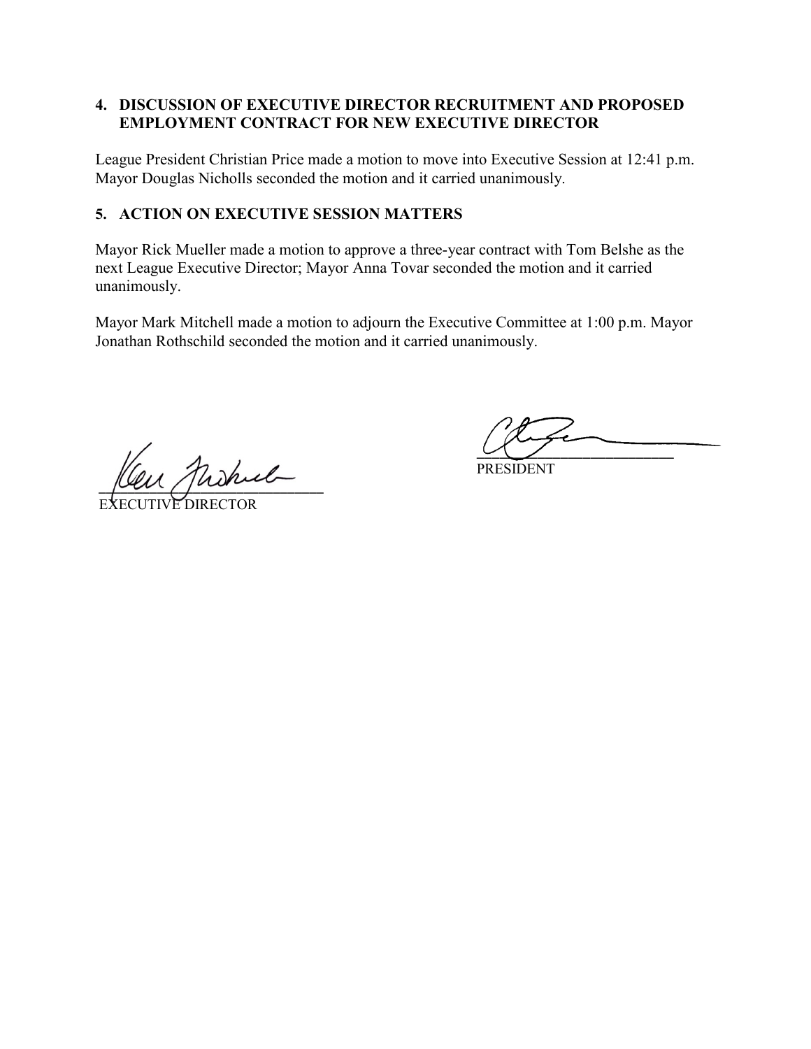## 4. DISCUSSION OF EXECUTIVE DIRECTOR RECRUITMENT AND PROPOSED EMPLOYMENT CONTRACT FOR NEW EXECUTIVE DIRECTOR

League President Christian Price made a motion to move into Executive Session at 12:41 p.m. Mayor Douglas Nicholls seconded the motion and it carried unanimously.

## 5. ACTION ON EXECUTIVE SESSION MATTERS

Mayor Rick Mueller made a motion to approve a three-year contract with Tom Belshe as the next League Executive Director; Mayor Anna Tovar seconded the motion and it carried unanimously.

Mayor Mark Mitchell made a motion to adjourn the Executive Committee at 1:00 p.m. Mayor Jonathan Rothschild seconded the motion and it carried unanimously.

EXECUTIVE DIRECTOR

PRESIDENT